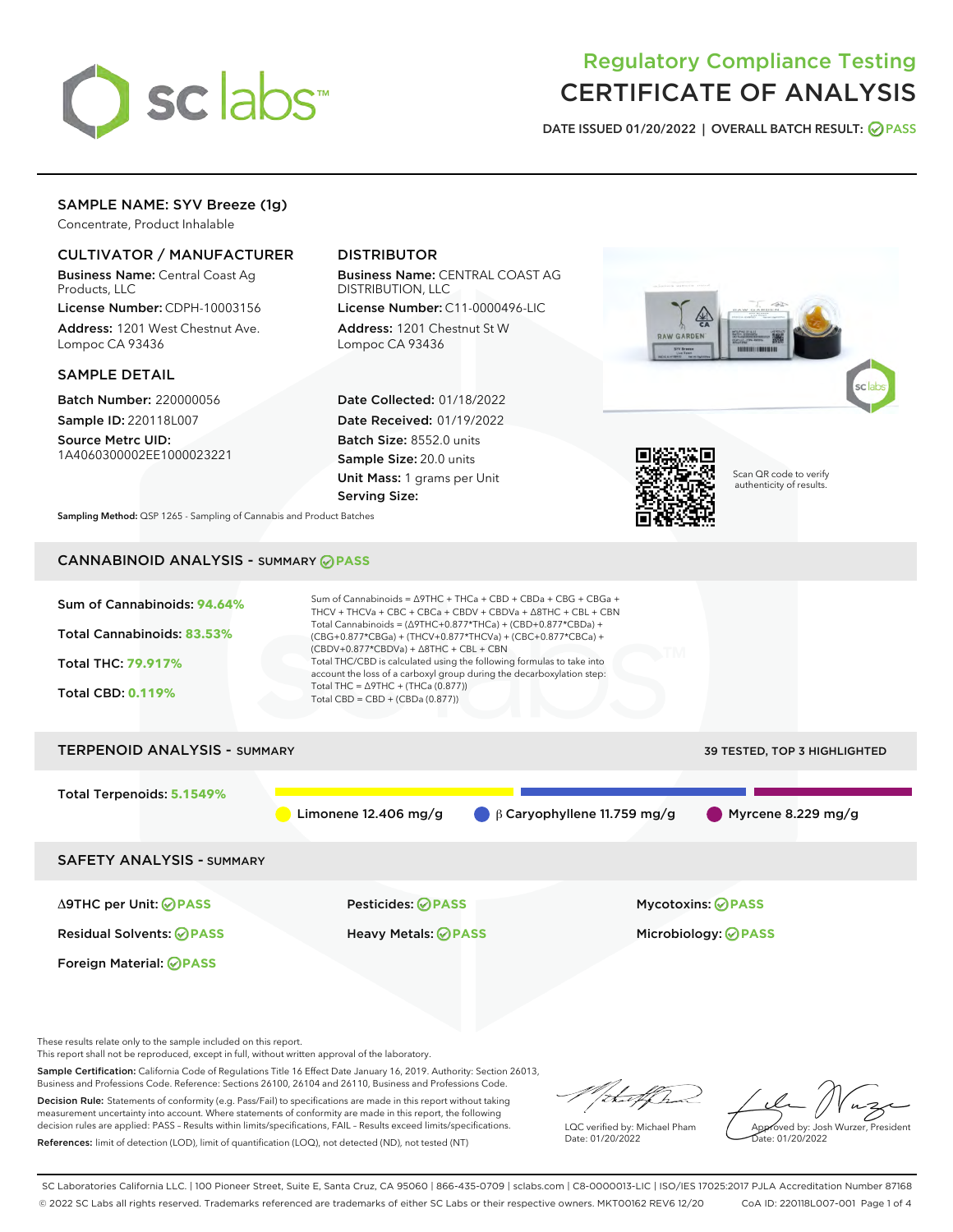# Regulatory Compliance Testing
# CERTIFICATE OF ANALYSIS

DATE ISSUED 01/20/2022 | OVERALL BATCH RESULT: PASS

## SAMPLE NAME: SYV Breeze (1g)

Concentrate, Product Inhalable

### CULTIVATOR / MANUFACTURER

**Business Name:** Central Coast Ag Products, LLC

**License Number:** CDPH-10003156

**Address:** 1201 West Chestnut Ave. Lompoc CA 93436

### DISTRIBUTOR

**Business Name:** CENTRAL COAST AG DISTRIBUTION, LLC

**License Number:** C11-0000496-LIC

**Address:** 1201 Chestnut St W Lompoc CA 93436

### SAMPLE DETAIL

**Batch Number:** 220000056

**Sample ID:** 220118L007

**Source Metrc UID:** 1A4060300002EE1000023221

**Date Collected:** 01/18/2022

**Date Received:** 01/19/2022

**Batch Size:** 8552.0 units

**Sample Size:** 20.0 units

**Unit Mass:** 1 grams per Unit

**Serving Size:**

Scan QR code to verify authenticity of results.

**Sampling Method:** QSP 1265 - Sampling of Cannabis and Product Batches

## CANNABINOID ANALYSIS - SUMMARY PASS

Sum of Cannabinoids: **94.64%**

Total Cannabinoids: **83.53%**

Total THC: **79.917%**

Total CBD: **0.119%**

Sum of Cannabinoids = Δ9THC + THCa + CBD + CBDa + CBG + CBGa + THCV + THCVa + CBC + CBCa + CBDV + CBDVa + Δ8THC + CBL + CBN

Total Cannabinoids = (Δ9THC+0.877*THCa) + (CBD+0.877*CBDa) + (CBG+0.877*CBGa) + (THCV+0.877*THCVa) + (CBC+0.877*CBCa) + (CBDV+0.877*CBDVa) + Δ8THC + CBL + CBN

Total THC/CBD is calculated using the following formulas to take into account the loss of a carboxyl group during the decarboxylation step:

Total THC = Δ9THC + (THCa (0.877))

Total CBD = CBD + (CBDa (0.877))

## TERPENOID ANALYSIS - SUMMARY

39 TESTED, TOP 3 HIGHLIGHTED

Total Terpenoids: **5.1549%**

Limonene 12.406 mg/g | β Caryophyllene 11.759 mg/g | Myrcene 8.229 mg/g

## SAFETY ANALYSIS - SUMMARY

| | | |
|---|---|---|
| Δ9THC per Unit: PASS | Pesticides: PASS | Mycotoxins: PASS |
| Residual Solvents: PASS | Heavy Metals: PASS | Microbiology: PASS |
| Foreign Material: PASS | | |

These results relate only to the sample included on this report.
This report shall not be reproduced, except in full, without written approval of the laboratory.

**Sample Certification:** California Code of Regulations Title 16 Effect Date January 16, 2019. Authority: Section 26013, Business and Professions Code. Reference: Sections 26100, 26104 and 26110, Business and Professions Code.

**Decision Rule:** Statements of conformity (e.g. Pass/Fail) to specifications are made in this report without taking measurement uncertainty into account. Where statements of conformity are made in this report, the following decision rules are applied: PASS - Results within limits/specifications, FAIL - Results exceed limits/specifications.

**References:** limit of detection (LOD), limit of quantification (LOQ), not detected (ND), not tested (NT)

LQC verified by: Michael Pham
Date: 01/20/2022

Approved by: Josh Wurzer, President
Date: 01/20/2022

SC Laboratories California LLC. | 100 Pioneer Street, Suite E, Santa Cruz, CA 95060 | 866-435-0709 | sclabs.com | C8-0000013-LIC | ISO/IES 17025:2017 PJLA Accreditation Number 87168
© 2022 SC Labs all rights reserved. Trademarks referenced are trademarks of either SC Labs or their respective owners. MKT00162 REV6 12/20 CoA ID: 220118L007-001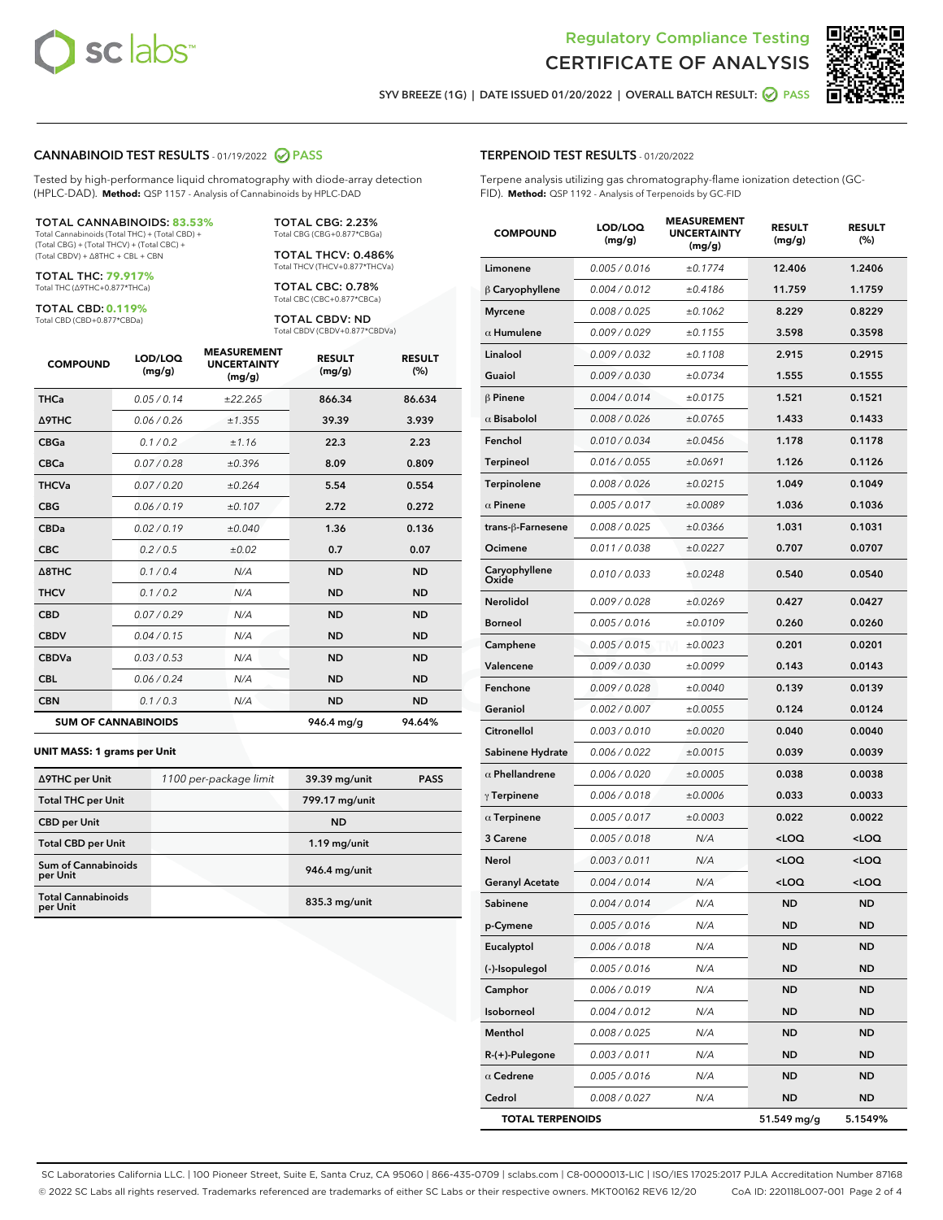# Regulatory Compliance Testing
# CERTIFICATE OF ANALYSIS

SYV BREEZE (1G) | DATE ISSUED 01/20/2022 | OVERALL BATCH RESULT: PASS

## CANNABINOID TEST RESULTS - 01/19/2022 PASS

Tested by high-performance liquid chromatography with diode-array detection (HPLC-DAD). **Method:** QSP 1157 - Analysis of Cannabinoids by HPLC-DAD

**TOTAL CANNABINOIDS: 83.53%**
Total Cannabinoids (Total THC) + (Total CBD) + (Total CBG) + (Total THCV) + (Total CBC) + (Total CBDV) + Δ8THC + CBL + CBN

**TOTAL THC: 79.917%**
Total THC (Δ9THC+0.877*THCa)

**TOTAL CBD: 0.119%**
Total CBD (CBD+0.877*CBDa)

**TOTAL CBG: 2.23%**
Total CBG (CBG+0.877*CBGa)

**TOTAL THCV: 0.486%**
Total THCV (THCV+0.877*THCVa)

**TOTAL CBC: 0.78%**
Total CBC (CBC+0.877*CBCa)

**TOTAL CBDV: ND**
Total CBDV (CBDV+0.877*CBDVa)

| COMPOUND | LOD/LOQ (mg/g) | MEASUREMENT UNCERTAINTY (mg/g) | RESULT (mg/g) | RESULT (%) |
|---|---|---|---|---|
| THCa | 0.05 / 0.14 | ±22.265 | 866.34 | 86.634 |
| Δ9THC | 0.06 / 0.26 | ±1.355 | 39.39 | 3.939 |
| CBGa | 0.1 / 0.2 | ±1.16 | 22.3 | 2.23 |
| CBCa | 0.07 / 0.28 | ±0.396 | 8.09 | 0.809 |
| THCVa | 0.07 / 0.20 | ±0.264 | 5.54 | 0.554 |
| CBG | 0.06 / 0.19 | ±0.107 | 2.72 | 0.272 |
| CBDa | 0.02 / 0.19 | ±0.040 | 1.36 | 0.136 |
| CBC | 0.2 / 0.5 | ±0.02 | 0.7 | 0.07 |
| Δ8THC | 0.1 / 0.4 | N/A | ND | ND |
| THCV | 0.1 / 0.2 | N/A | ND | ND |
| CBD | 0.07 / 0.29 | N/A | ND | ND |
| CBDV | 0.04 / 0.15 | N/A | ND | ND |
| CBDVa | 0.03 / 0.53 | N/A | ND | ND |
| CBL | 0.06 / 0.24 | N/A | ND | ND |
| CBN | 0.1 / 0.3 | N/A | ND | ND |
| **SUM OF CANNABINOIDS** | | | **946.4 mg/g** | **94.64%** |

**UNIT MASS: 1 grams per Unit**

| | | | |
|---|---|---|---|
| Δ9THC per Unit | 1100 per-package limit | 39.39 mg/unit | PASS |
| Total THC per Unit | | 799.17 mg/unit | |
| CBD per Unit | | ND | |
| Total CBD per Unit | | 1.19 mg/unit | |
| Sum of Cannabinoids per Unit | | 946.4 mg/unit | |
| Total Cannabinoids per Unit | | 835.3 mg/unit | |

## TERPENOID TEST RESULTS - 01/20/2022

Terpene analysis utilizing gas chromatography-flame ionization detection (GC-FID). **Method:** QSP 1192 - Analysis of Terpenoids by GC-FID

| COMPOUND | LOD/LOQ (mg/g) | MEASUREMENT UNCERTAINTY (mg/g) | RESULT (mg/g) | RESULT (%) |
|---|---|---|---|---|
| Limonene | 0.005 / 0.016 | ±0.1774 | 12.406 | 1.2406 |
| β Caryophyllene | 0.004 / 0.012 | ±0.4186 | 11.759 | 1.1759 |
| Myrcene | 0.008 / 0.025 | ±0.1062 | 8.229 | 0.8229 |
| α Humulene | 0.009 / 0.029 | ±0.1155 | 3.598 | 0.3598 |
| Linalool | 0.009 / 0.032 | ±0.1108 | 2.915 | 0.2915 |
| Guaiol | 0.009 / 0.030 | ±0.0734 | 1.555 | 0.1555 |
| β Pinene | 0.004 / 0.014 | ±0.0175 | 1.521 | 0.1521 |
| α Bisabolol | 0.008 / 0.026 | ±0.0765 | 1.433 | 0.1433 |
| Fenchol | 0.010 / 0.034 | ±0.0456 | 1.178 | 0.1178 |
| Terpineol | 0.016 / 0.055 | ±0.0691 | 1.126 | 0.1126 |
| Terpinolene | 0.008 / 0.026 | ±0.0215 | 1.049 | 0.1049 |
| α Pinene | 0.005 / 0.017 | ±0.0089 | 1.036 | 0.1036 |
| trans-β-Farnesene | 0.008 / 0.025 | ±0.0366 | 1.031 | 0.1031 |
| Ocimene | 0.011 / 0.038 | ±0.0227 | 0.707 | 0.0707 |
| Caryophyllene Oxide | 0.010 / 0.033 | ±0.0248 | 0.540 | 0.0540 |
| Nerolidol | 0.009 / 0.028 | ±0.0269 | 0.427 | 0.0427 |
| Borneol | 0.005 / 0.016 | ±0.0109 | 0.260 | 0.0260 |
| Camphene | 0.005 / 0.015 | ±0.0023 | 0.201 | 0.0201 |
| Valencene | 0.009 / 0.030 | ±0.0099 | 0.143 | 0.0143 |
| Fenchone | 0.009 / 0.028 | ±0.0040 | 0.139 | 0.0139 |
| Geraniol | 0.002 / 0.007 | ±0.0055 | 0.124 | 0.0124 |
| Citronellol | 0.003 / 0.010 | ±0.0020 | 0.040 | 0.0040 |
| Sabinene Hydrate | 0.006 / 0.022 | ±0.0015 | 0.039 | 0.0039 |
| α Phellandrene | 0.006 / 0.020 | ±0.0005 | 0.038 | 0.0038 |
| γ Terpinene | 0.006 / 0.018 | ±0.0006 | 0.033 | 0.0033 |
| α Terpinene | 0.005 / 0.017 | ±0.0003 | 0.022 | 0.0022 |
| 3 Carene | 0.005 / 0.018 | N/A | <LOQ | <LOQ |
| Nerol | 0.003 / 0.011 | N/A | <LOQ | <LOQ |
| Geranyl Acetate | 0.004 / 0.014 | N/A | <LOQ | <LOQ |
| Sabinene | 0.004 / 0.014 | N/A | ND | ND |
| p-Cymene | 0.005 / 0.016 | N/A | ND | ND |
| Eucalyptol | 0.006 / 0.018 | N/A | ND | ND |
| (-)-Isopulegol | 0.005 / 0.016 | N/A | ND | ND |
| Camphor | 0.006 / 0.019 | N/A | ND | ND |
| Isoborneol | 0.004 / 0.012 | N/A | ND | ND |
| Menthol | 0.008 / 0.025 | N/A | ND | ND |
| R-(+)-Pulegone | 0.003 / 0.011 | N/A | ND | ND |
| α Cedrene | 0.005 / 0.016 | N/A | ND | ND |
| Cedrol | 0.008 / 0.027 | N/A | ND | ND |
| **TOTAL TERPENOIDS** | | | **51.549 mg/g** | **5.1549%** |

SC Laboratories California LLC. | 100 Pioneer Street, Suite E, Santa Cruz, CA 95060 | 866-435-0709 | sclabs.com | C8-0000013-LIC | ISO/IES 17025:2017 PJLA Accreditation Number 87168
© 2022 SC Labs all rights reserved. Trademarks referenced are trademarks of either SC Labs or their respective owners. MKT00162 REV6 12/20 CoA ID: 220118L007-001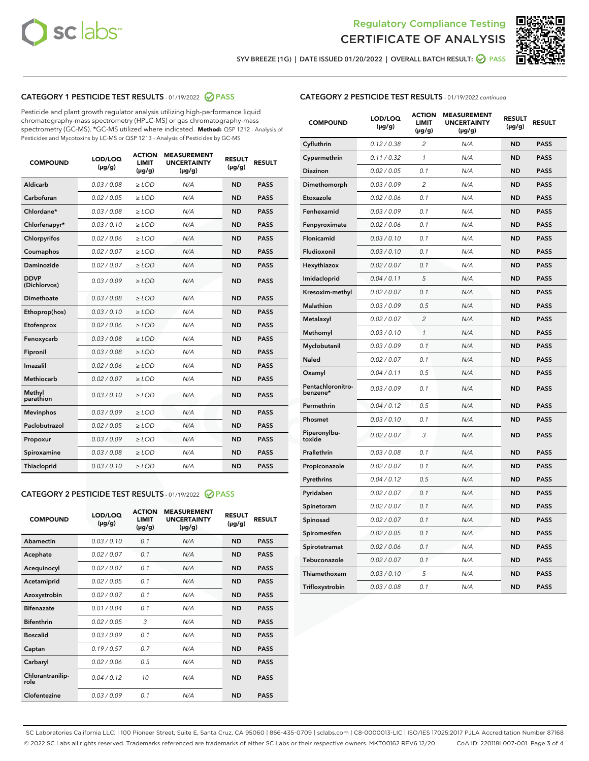Regulatory Compliance Testing
CERTIFICATE OF ANALYSIS

SYV BREEZE (1G) | DATE ISSUED 01/20/2022 | OVERALL BATCH RESULT: PASS

## CATEGORY 1 PESTICIDE TEST RESULTS - 01/19/2022 PASS

Pesticide and plant growth regulator analysis utilizing high-performance liquid chromatography-mass spectrometry (HPLC-MS) or gas chromatography-mass spectrometry (GC-MS). *GC-MS utilized where indicated. **Method:** QSP 1212 - Analysis of Pesticides and Mycotoxins by LC-MS or QSP 1213 - Analysis of Pesticides by GC-MS

| COMPOUND | LOD/LOQ (µg/g) | ACTION LIMIT (µg/g) | MEASUREMENT UNCERTAINTY (µg/g) | RESULT (µg/g) | RESULT |
|---|---|---|---|---|---|
| Aldicarb | 0.03 / 0.08 | ≥ LOD | N/A | ND | PASS |
| Carbofuran | 0.02 / 0.05 | ≥ LOD | N/A | ND | PASS |
| Chlordane* | 0.03 / 0.08 | ≥ LOD | N/A | ND | PASS |
| Chlorfenapyr* | 0.03 / 0.10 | ≥ LOD | N/A | ND | PASS |
| Chlorpyrifos | 0.02 / 0.06 | ≥ LOD | N/A | ND | PASS |
| Coumaphos | 0.02 / 0.07 | ≥ LOD | N/A | ND | PASS |
| Daminozide | 0.02 / 0.07 | ≥ LOD | N/A | ND | PASS |
| DDVP (Dichlorvos) | 0.03 / 0.09 | ≥ LOD | N/A | ND | PASS |
| Dimethoate | 0.03 / 0.08 | ≥ LOD | N/A | ND | PASS |
| Ethoprop(hos) | 0.03 / 0.10 | ≥ LOD | N/A | ND | PASS |
| Etofenprox | 0.02 / 0.06 | ≥ LOD | N/A | ND | PASS |
| Fenoxycarb | 0.03 / 0.08 | ≥ LOD | N/A | ND | PASS |
| Fipronil | 0.03 / 0.08 | ≥ LOD | N/A | ND | PASS |
| Imazalil | 0.02 / 0.06 | ≥ LOD | N/A | ND | PASS |
| Methiocarb | 0.02 / 0.07 | ≥ LOD | N/A | ND | PASS |
| Methyl parathion | 0.03 / 0.10 | ≥ LOD | N/A | ND | PASS |
| Mevinphos | 0.03 / 0.09 | ≥ LOD | N/A | ND | PASS |
| Paclobutrazol | 0.02 / 0.05 | ≥ LOD | N/A | ND | PASS |
| Propoxur | 0.03 / 0.09 | ≥ LOD | N/A | ND | PASS |
| Spiroxamine | 0.03 / 0.08 | ≥ LOD | N/A | ND | PASS |
| Thiacloprid | 0.03 / 0.10 | ≥ LOD | N/A | ND | PASS |

## CATEGORY 2 PESTICIDE TEST RESULTS - 01/19/2022 PASS

| COMPOUND | LOD/LOQ (µg/g) | ACTION LIMIT (µg/g) | MEASUREMENT UNCERTAINTY (µg/g) | RESULT (µg/g) | RESULT |
|---|---|---|---|---|---|
| Abamectin | 0.03 / 0.10 | 0.1 | N/A | ND | PASS |
| Acephate | 0.02 / 0.07 | 0.1 | N/A | ND | PASS |
| Acequinocyl | 0.02 / 0.07 | 0.1 | N/A | ND | PASS |
| Acetamiprid | 0.02 / 0.05 | 0.1 | N/A | ND | PASS |
| Azoxystrobin | 0.02 / 0.07 | 0.1 | N/A | ND | PASS |
| Bifenazate | 0.01 / 0.04 | 0.1 | N/A | ND | PASS |
| Bifenthrin | 0.02 / 0.05 | 3 | N/A | ND | PASS |
| Boscalid | 0.03 / 0.09 | 0.1 | N/A | ND | PASS |
| Captan | 0.19 / 0.57 | 0.7 | N/A | ND | PASS |
| Carbaryl | 0.02 / 0.06 | 0.5 | N/A | ND | PASS |
| Chlorantraniliprole | 0.04 / 0.12 | 10 | N/A | ND | PASS |
| Clofentezine | 0.03 / 0.09 | 0.1 | N/A | ND | PASS |
| Cyfluthrin | 0.12 / 0.38 | 2 | N/A | ND | PASS |
| Cypermethrin | 0.11 / 0.32 | 1 | N/A | ND | PASS |
| Diazinon | 0.02 / 0.05 | 0.1 | N/A | ND | PASS |
| Dimethomorph | 0.03 / 0.09 | 2 | N/A | ND | PASS |
| Etoxazole | 0.02 / 0.06 | 0.1 | N/A | ND | PASS |
| Fenhexamid | 0.03 / 0.09 | 0.1 | N/A | ND | PASS |
| Fenpyroximate | 0.02 / 0.06 | 0.1 | N/A | ND | PASS |
| Flonicamid | 0.03 / 0.10 | 0.1 | N/A | ND | PASS |
| Fludioxonil | 0.03 / 0.10 | 0.1 | N/A | ND | PASS |
| Hexythiazox | 0.02 / 0.07 | 0.1 | N/A | ND | PASS |
| Imidacloprid | 0.04 / 0.11 | 5 | N/A | ND | PASS |
| Kresoxim-methyl | 0.02 / 0.07 | 0.1 | N/A | ND | PASS |
| Malathion | 0.03 / 0.09 | 0.5 | N/A | ND | PASS |
| Metalaxyl | 0.02 / 0.07 | 2 | N/A | ND | PASS |
| Methomyl | 0.03 / 0.10 | 1 | N/A | ND | PASS |
| Myclobutanil | 0.03 / 0.09 | 0.1 | N/A | ND | PASS |
| Naled | 0.02 / 0.07 | 0.1 | N/A | ND | PASS |
| Oxamyl | 0.04 / 0.11 | 0.5 | N/A | ND | PASS |
| Pentachloronitrobenzene* | 0.03 / 0.09 | 0.1 | N/A | ND | PASS |
| Permethrin | 0.04 / 0.12 | 0.5 | N/A | ND | PASS |
| Phosmet | 0.03 / 0.10 | 0.1 | N/A | ND | PASS |
| Piperonylbutoxide | 0.02 / 0.07 | 3 | N/A | ND | PASS |
| Prallethrin | 0.03 / 0.08 | 0.1 | N/A | ND | PASS |
| Propiconazole | 0.02 / 0.07 | 0.1 | N/A | ND | PASS |
| Pyrethrins | 0.04 / 0.12 | 0.5 | N/A | ND | PASS |
| Pyridaben | 0.02 / 0.07 | 0.1 | N/A | ND | PASS |
| Spinetoram | 0.02 / 0.07 | 0.1 | N/A | ND | PASS |
| Spinosad | 0.02 / 0.07 | 0.1 | N/A | ND | PASS |
| Spiromesifen | 0.02 / 0.05 | 0.1 | N/A | ND | PASS |
| Spirotetramat | 0.02 / 0.06 | 0.1 | N/A | ND | PASS |
| Tebuconazole | 0.02 / 0.07 | 0.1 | N/A | ND | PASS |
| Thiamethoxam | 0.03 / 0.10 | 5 | N/A | ND | PASS |
| Trifloxystrobin | 0.03 / 0.08 | 0.1 | N/A | ND | PASS |

SC Laboratories California LLC. | 100 Pioneer Street, Suite E, Santa Cruz, CA 95060 | 866-435-0709 | sclabs.com | C8-0000013-LIC | ISO/IES 17025:2017 PJLA Accreditation Number 87168
© 2022 SC Labs all rights reserved. Trademarks referenced are trademarks of either SC Labs or their respective owners. MKT00162 REV6 12/20 CoA ID: 220118L007-001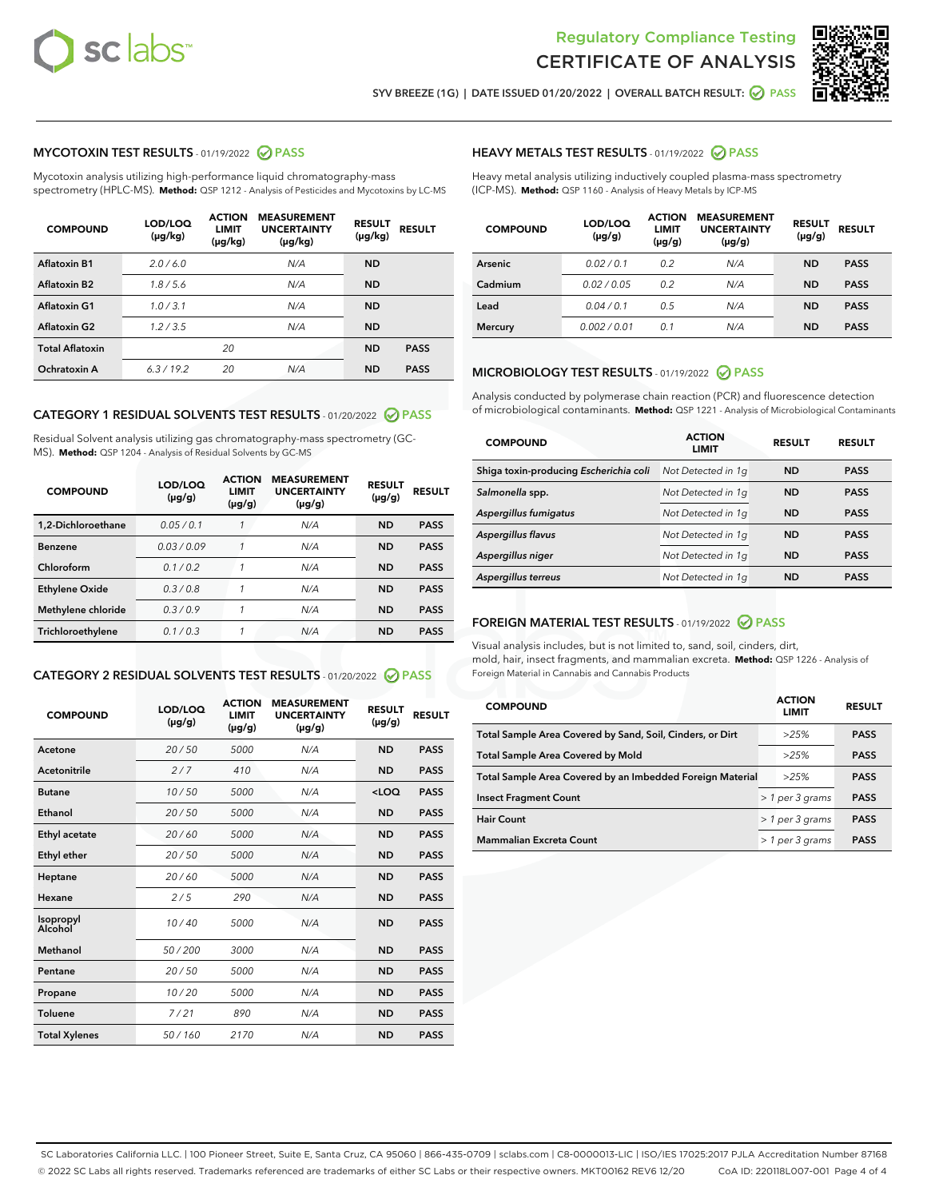Regulatory Compliance Testing

# CERTIFICATE OF ANALYSIS

SYV BREEZE (1G) | DATE ISSUED 01/20/2022 | OVERALL BATCH RESULT: PASS

## MYCOTOXIN TEST RESULTS - 01/19/2022 PASS

Mycotoxin analysis utilizing high-performance liquid chromatography-mass spectrometry (HPLC-MS). **Method:** QSP 1212 - Analysis of Pesticides and Mycotoxins by LC-MS

| COMPOUND | LOD/LOQ (µg/kg) | ACTION LIMIT (µg/kg) | MEASUREMENT UNCERTAINTY (µg/kg) | RESULT (µg/kg) | RESULT |
|---|---|---|---|---|---|
| Aflatoxin B1 | 2.0 / 6.0 | | N/A | ND | |
| Aflatoxin B2 | 1.8 / 5.6 | | N/A | ND | |
| Aflatoxin G1 | 1.0 / 3.1 | | N/A | ND | |
| Aflatoxin G2 | 1.2 / 3.5 | | N/A | ND | |
| Total Aflatoxin | | 20 | | ND | PASS |
| Ochratoxin A | 6.3 / 19.2 | 20 | N/A | ND | PASS |

## CATEGORY 1 RESIDUAL SOLVENTS TEST RESULTS - 01/20/2022 PASS

Residual Solvent analysis utilizing gas chromatography-mass spectrometry (GC-MS). **Method:** QSP 1204 - Analysis of Residual Solvents by GC-MS

| COMPOUND | LOD/LOQ (µg/g) | ACTION LIMIT (µg/g) | MEASUREMENT UNCERTAINTY (µg/g) | RESULT (µg/g) | RESULT |
|---|---|---|---|---|---|
| 1,2-Dichloroethane | 0.05 / 0.1 | 1 | N/A | ND | PASS |
| Benzene | 0.03 / 0.09 | 1 | N/A | ND | PASS |
| Chloroform | 0.1 / 0.2 | 1 | N/A | ND | PASS |
| Ethylene Oxide | 0.3 / 0.8 | 1 | N/A | ND | PASS |
| Methylene chloride | 0.3 / 0.9 | 1 | N/A | ND | PASS |
| Trichloroethylene | 0.1 / 0.3 | 1 | N/A | ND | PASS |

## CATEGORY 2 RESIDUAL SOLVENTS TEST RESULTS - 01/20/2022 PASS

| COMPOUND | LOD/LOQ (µg/g) | ACTION LIMIT (µg/g) | MEASUREMENT UNCERTAINTY (µg/g) | RESULT (µg/g) | RESULT |
|---|---|---|---|---|---|
| Acetone | 20 / 50 | 5000 | N/A | ND | PASS |
| Acetonitrile | 2 / 7 | 410 | N/A | ND | PASS |
| Butane | 10 / 50 | 5000 | N/A | <LOQ | PASS |
| Ethanol | 20 / 50 | 5000 | N/A | ND | PASS |
| Ethyl acetate | 20 / 60 | 5000 | N/A | ND | PASS |
| Ethyl ether | 20 / 50 | 5000 | N/A | ND | PASS |
| Heptane | 20 / 60 | 5000 | N/A | ND | PASS |
| Hexane | 2 / 5 | 290 | N/A | ND | PASS |
| Isopropyl Alcohol | 10 / 40 | 5000 | N/A | ND | PASS |
| Methanol | 50 / 200 | 3000 | N/A | ND | PASS |
| Pentane | 20 / 50 | 5000 | N/A | ND | PASS |
| Propane | 10 / 20 | 5000 | N/A | ND | PASS |
| Toluene | 7 / 21 | 890 | N/A | ND | PASS |
| Total Xylenes | 50 / 160 | 2170 | N/A | ND | PASS |

## HEAVY METALS TEST RESULTS - 01/19/2022 PASS

Heavy metal analysis utilizing inductively coupled plasma-mass spectrometry (ICP-MS). **Method:** QSP 1160 - Analysis of Heavy Metals by ICP-MS

| COMPOUND | LOD/LOQ (µg/g) | ACTION LIMIT (µg/g) | MEASUREMENT UNCERTAINTY (µg/g) | RESULT (µg/g) | RESULT |
|---|---|---|---|---|---|
| Arsenic | 0.02 / 0.1 | 0.2 | N/A | ND | PASS |
| Cadmium | 0.02 / 0.05 | 0.2 | N/A | ND | PASS |
| Lead | 0.04 / 0.1 | 0.5 | N/A | ND | PASS |
| Mercury | 0.002 / 0.01 | 0.1 | N/A | ND | PASS |

## MICROBIOLOGY TEST RESULTS - 01/19/2022 PASS

Analysis conducted by polymerase chain reaction (PCR) and fluorescence detection of microbiological contaminants. **Method:** QSP 1221 - Analysis of Microbiological Contaminants

| COMPOUND | ACTION LIMIT | RESULT | RESULT |
|---|---|---|---|
| Shiga toxin-producing *Escherichia coli* | Not Detected in 1g | ND | PASS |
| *Salmonella* spp. | Not Detected in 1g | ND | PASS |
| *Aspergillus fumigatus* | Not Detected in 1g | ND | PASS |
| *Aspergillus flavus* | Not Detected in 1g | ND | PASS |
| *Aspergillus niger* | Not Detected in 1g | ND | PASS |
| *Aspergillus terreus* | Not Detected in 1g | ND | PASS |

## FOREIGN MATERIAL TEST RESULTS - 01/19/2022 PASS

Visual analysis includes, but is not limited to, sand, soil, cinders, dirt, mold, hair, insect fragments, and mammalian excreta. **Method:** QSP 1226 - Analysis of Foreign Material in Cannabis and Cannabis Products

| COMPOUND | ACTION LIMIT | RESULT |
|---|---|---|
| Total Sample Area Covered by Sand, Soil, Cinders, or Dirt | >25% | PASS |
| Total Sample Area Covered by Mold | >25% | PASS |
| Total Sample Area Covered by an Imbedded Foreign Material | >25% | PASS |
| Insect Fragment Count | > 1 per 3 grams | PASS |
| Hair Count | > 1 per 3 grams | PASS |
| Mammalian Excreta Count | > 1 per 3 grams | PASS |

SC Laboratories California LLC. | 100 Pioneer Street, Suite E, Santa Cruz, CA 95060 | 866-435-0709 | sclabs.com | C8-0000013-LIC | ISO/IES 17025:2017 PJLA Accreditation Number 87168
© 2022 SC Labs all rights reserved. Trademarks referenced are trademarks of either SC Labs or their respective owners. MKT00162 REV6 12/20 CoA ID: 220118L007-001